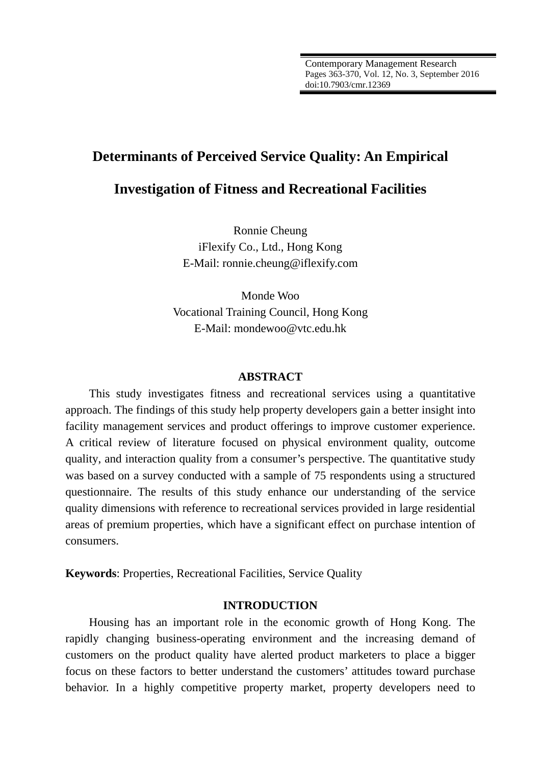# Determinants of Perceived Service Quality: An Empirical Investigation of Fitness and Recreational Facilities

Ronnie Cheung
iFlexify Co., Ltd., Hong Kong
E-Mail: ronnie.cheung@iflexify.com

Monde Woo
Vocational Training Council, Hong Kong
E-Mail: mondewoo@vtc.edu.hk

## ABSTRACT

This study investigates fitness and recreational services using a quantitative approach. The findings of this study help property developers gain a better insight into facility management services and product offerings to improve customer experience. A critical review of literature focused on physical environment quality, outcome quality, and interaction quality from a consumer's perspective. The quantitative study was based on a survey conducted with a sample of 75 respondents using a structured questionnaire. The results of this study enhance our understanding of the service quality dimensions with reference to recreational services provided in large residential areas of premium properties, which have a significant effect on purchase intention of consumers.

**Keywords**: Properties, Recreational Facilities, Service Quality

## INTRODUCTION

Housing has an important role in the economic growth of Hong Kong. The rapidly changing business-operating environment and the increasing demand of customers on the product quality have alerted product marketers to place a bigger focus on these factors to better understand the customers' attitudes toward purchase behavior. In a highly competitive property market, property developers need to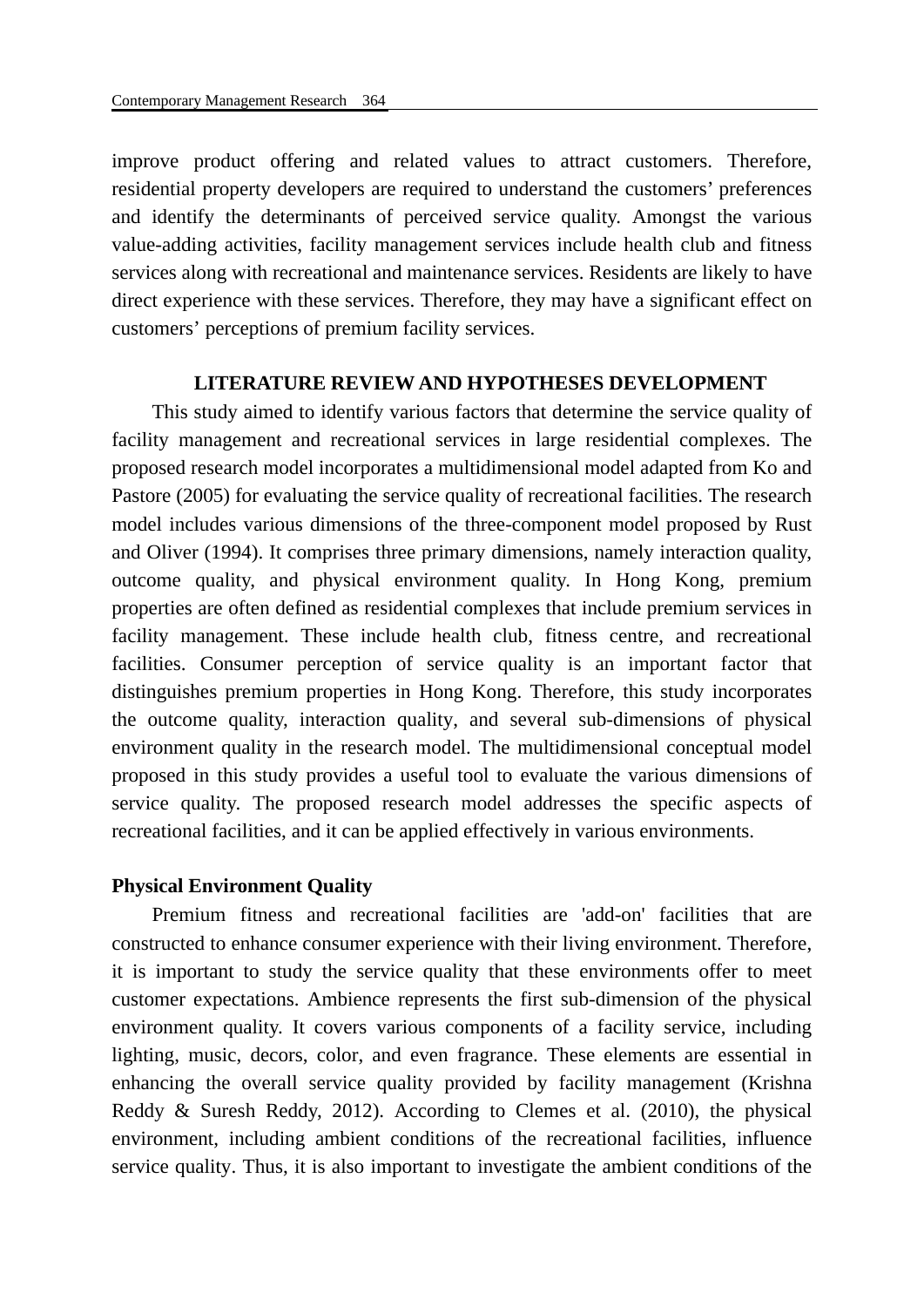improve product offering and related values to attract customers. Therefore, residential property developers are required to understand the customers' preferences and identify the determinants of perceived service quality. Amongst the various value-adding activities, facility management services include health club and fitness services along with recreational and maintenance services. Residents are likely to have direct experience with these services. Therefore, they may have a significant effect on customers' perceptions of premium facility services.

## LITERATURE REVIEW AND HYPOTHESES DEVELOPMENT

This study aimed to identify various factors that determine the service quality of facility management and recreational services in large residential complexes. The proposed research model incorporates a multidimensional model adapted from Ko and Pastore (2005) for evaluating the service quality of recreational facilities. The research model includes various dimensions of the three-component model proposed by Rust and Oliver (1994). It comprises three primary dimensions, namely interaction quality, outcome quality, and physical environment quality. In Hong Kong, premium properties are often defined as residential complexes that include premium services in facility management. These include health club, fitness centre, and recreational facilities. Consumer perception of service quality is an important factor that distinguishes premium properties in Hong Kong. Therefore, this study incorporates the outcome quality, interaction quality, and several sub-dimensions of physical environment quality in the research model. The multidimensional conceptual model proposed in this study provides a useful tool to evaluate the various dimensions of service quality. The proposed research model addresses the specific aspects of recreational facilities, and it can be applied effectively in various environments.

### Physical Environment Quality

Premium fitness and recreational facilities are 'add-on' facilities that are constructed to enhance consumer experience with their living environment. Therefore, it is important to study the service quality that these environments offer to meet customer expectations. Ambience represents the first sub-dimension of the physical environment quality. It covers various components of a facility service, including lighting, music, decors, color, and even fragrance. These elements are essential in enhancing the overall service quality provided by facility management (Krishna Reddy & Suresh Reddy, 2012). According to Clemes et al. (2010), the physical environment, including ambient conditions of the recreational facilities, influence service quality. Thus, it is also important to investigate the ambient conditions of the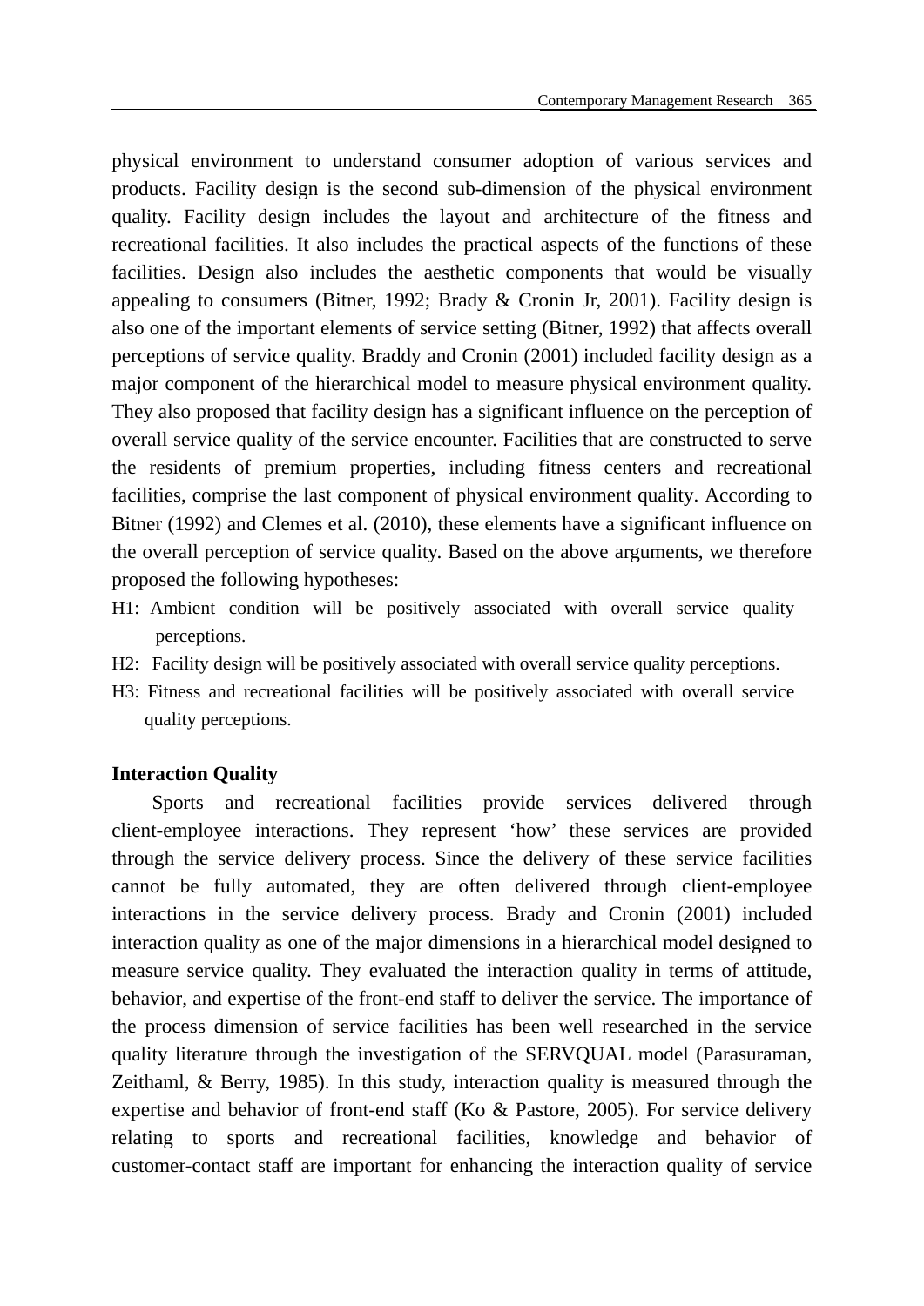physical environment to understand consumer adoption of various services and products. Facility design is the second sub-dimension of the physical environment quality. Facility design includes the layout and architecture of the fitness and recreational facilities. It also includes the practical aspects of the functions of these facilities. Design also includes the aesthetic components that would be visually appealing to consumers (Bitner, 1992; Brady & Cronin Jr, 2001). Facility design is also one of the important elements of service setting (Bitner, 1992) that affects overall perceptions of service quality. Braddy and Cronin (2001) included facility design as a major component of the hierarchical model to measure physical environment quality. They also proposed that facility design has a significant influence on the perception of overall service quality of the service encounter. Facilities that are constructed to serve the residents of premium properties, including fitness centers and recreational facilities, comprise the last component of physical environment quality. According to Bitner (1992) and Clemes et al. (2010), these elements have a significant influence on the overall perception of service quality. Based on the above arguments, we therefore proposed the following hypotheses:

H1: Ambient condition will be positively associated with overall service quality perceptions.

H2: Facility design will be positively associated with overall service quality perceptions.

H3: Fitness and recreational facilities will be positively associated with overall service quality perceptions.

**Interaction Quality**

Sports and recreational facilities provide services delivered through client-employee interactions. They represent 'how' these services are provided through the service delivery process. Since the delivery of these service facilities cannot be fully automated, they are often delivered through client-employee interactions in the service delivery process. Brady and Cronin (2001) included interaction quality as one of the major dimensions in a hierarchical model designed to measure service quality. They evaluated the interaction quality in terms of attitude, behavior, and expertise of the front-end staff to deliver the service. The importance of the process dimension of service facilities has been well researched in the service quality literature through the investigation of the SERVQUAL model (Parasuraman, Zeithaml, & Berry, 1985). In this study, interaction quality is measured through the expertise and behavior of front-end staff (Ko & Pastore, 2005). For service delivery relating to sports and recreational facilities, knowledge and behavior of customer-contact staff are important for enhancing the interaction quality of service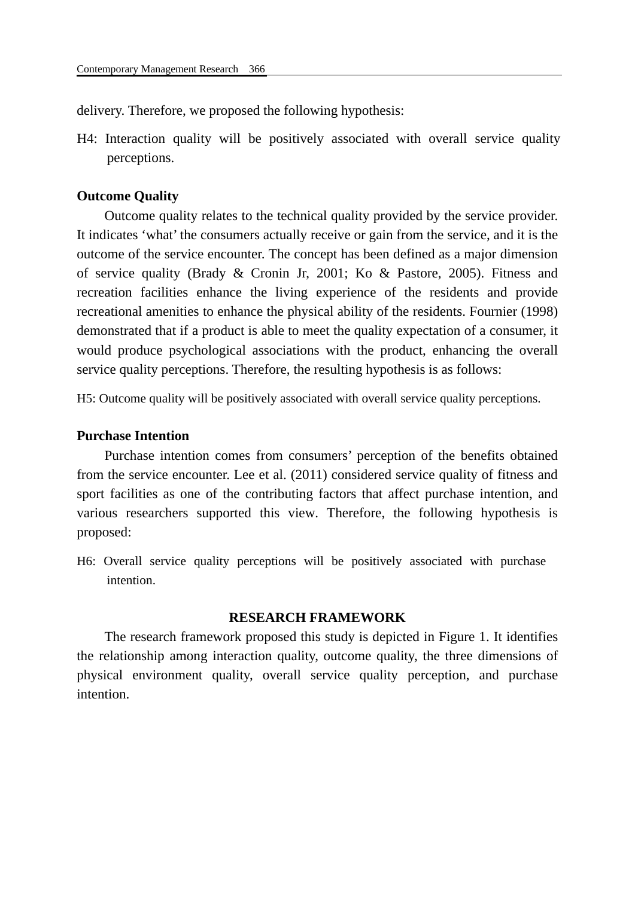delivery. Therefore, we proposed the following hypothesis:

H4: Interaction quality will be positively associated with overall service quality perceptions.

**Outcome Quality**

Outcome quality relates to the technical quality provided by the service provider. It indicates 'what' the consumers actually receive or gain from the service, and it is the outcome of the service encounter. The concept has been defined as a major dimension of service quality (Brady & Cronin Jr, 2001; Ko & Pastore, 2005). Fitness and recreation facilities enhance the living experience of the residents and provide recreational amenities to enhance the physical ability of the residents. Fournier (1998) demonstrated that if a product is able to meet the quality expectation of a consumer, it would produce psychological associations with the product, enhancing the overall service quality perceptions. Therefore, the resulting hypothesis is as follows:

H5: Outcome quality will be positively associated with overall service quality perceptions.

**Purchase Intention**

Purchase intention comes from consumers' perception of the benefits obtained from the service encounter. Lee et al. (2011) considered service quality of fitness and sport facilities as one of the contributing factors that affect purchase intention, and various researchers supported this view. Therefore, the following hypothesis is proposed:

H6: Overall service quality perceptions will be positively associated with purchase intention.

## RESEARCH FRAMEWORK

The research framework proposed this study is depicted in Figure 1. It identifies the relationship among interaction quality, outcome quality, the three dimensions of physical environment quality, overall service quality perception, and purchase intention.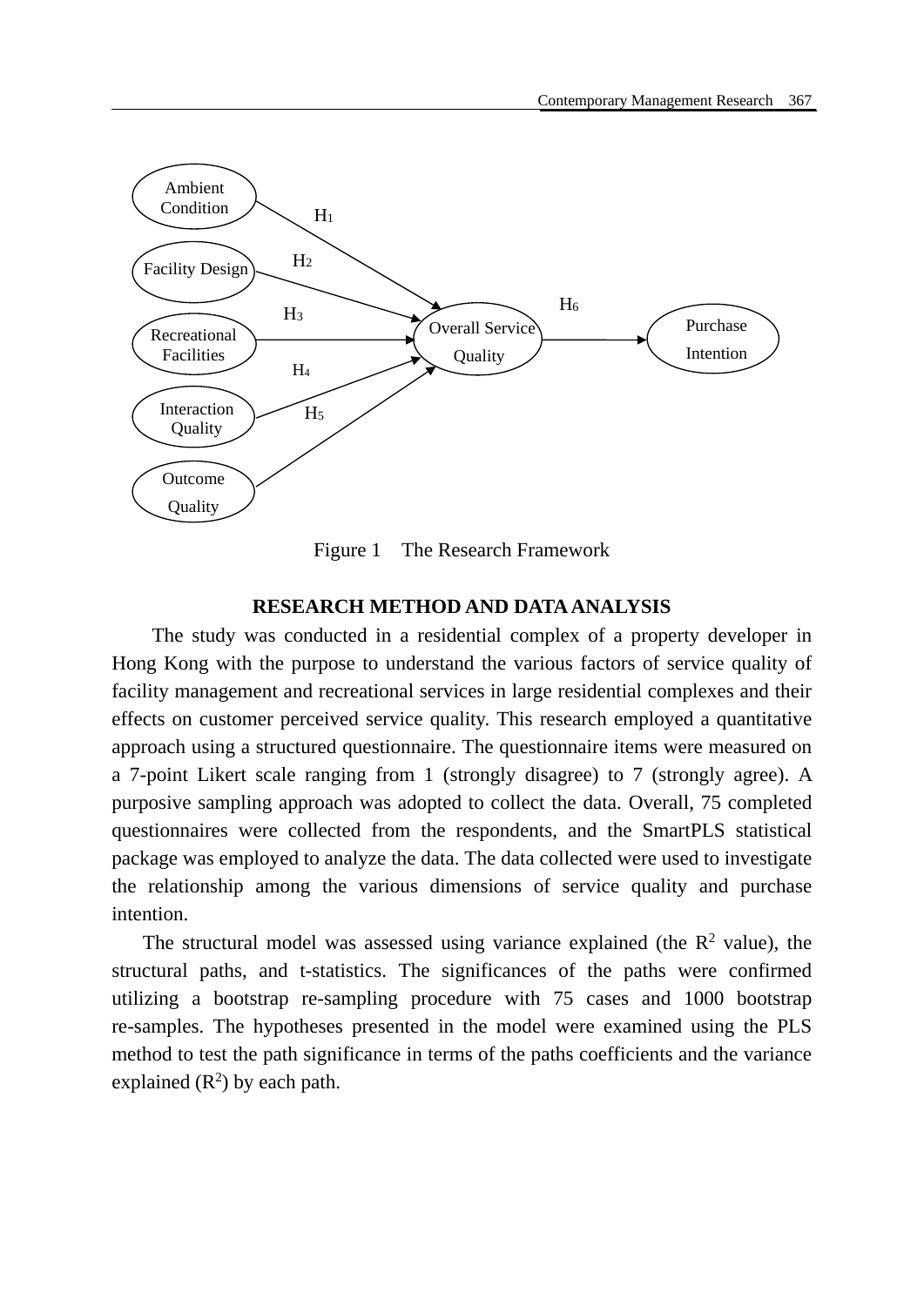Ambient Condition

Facility Design

Recreational Facilities

Interaction Quality

Outcome Quality

$H_1$ $H_2$ $H_3$ $H_4$ $H_5$

Overall Service Quality

$H_6$

Purchase Intention

Figure 1 The Research Framework

## RESEARCH METHOD AND DATA ANALYSIS

The study was conducted in a residential complex of a property developer in Hong Kong with the purpose to understand the various factors of service quality of facility management and recreational services in large residential complexes and their effects on customer perceived service quality. This research employed a quantitative approach using a structured questionnaire. The questionnaire items were measured on a 7-point Likert scale ranging from 1 (strongly disagree) to 7 (strongly agree). A purposive sampling approach was adopted to collect the data. Overall, 75 completed questionnaires were collected from the respondents, and the SmartPLS statistical package was employed to analyze the data. The data collected were used to investigate the relationship among the various dimensions of service quality and purchase intention.

The structural model was assessed using variance explained (the $R^2$ value), the structural paths, and t-statistics. The significances of the paths were confirmed utilizing a bootstrap re-sampling procedure with 75 cases and 1000 bootstrap re-samples. The hypotheses presented in the model were examined using the PLS method to test the path significance in terms of the paths coefficients and the variance explained ($R^2$) by each path.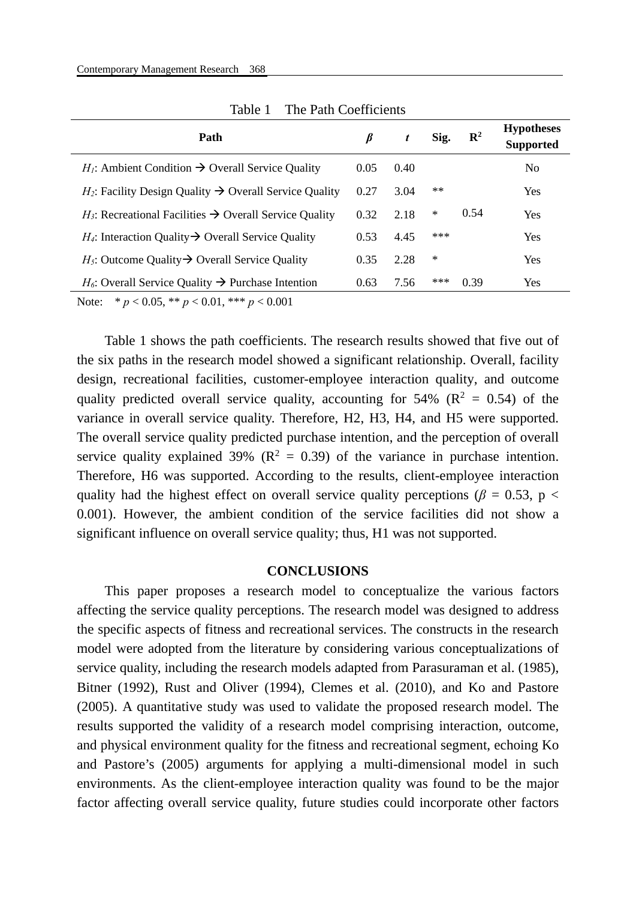Table 1 The Path Coefficients

| Path | *β* | *t* | Sig. | $R^2$ | Hypotheses Supported |
|---|---|---|---|---|---|
| $H_1$: Ambient Condition → Overall Service Quality | 0.05 | 0.40 | | | No |
| $H_2$: Facility Design Quality → Overall Service Quality | 0.27 | 3.04 | ** | | Yes |
| $H_3$: Recreational Facilities → Overall Service Quality | 0.32 | 2.18 | * | 0.54 | Yes |
| $H_4$: Interaction Quality → Overall Service Quality | 0.53 | 4.45 | *** | | Yes |
| $H_5$: Outcome Quality → Overall Service Quality | 0.35 | 2.28 | * | | Yes |
| $H_6$: Overall Service Quality → Purchase Intention | 0.63 | 7.56 | *** | 0.39 | Yes |

Note: * $p < 0.05$, ** $p < 0.01$, *** $p < 0.001$

Table 1 shows the path coefficients. The research results showed that five out of the six paths in the research model showed a significant relationship. Overall, facility design, recreational facilities, customer-employee interaction quality, and outcome quality predicted overall service quality, accounting for 54% ($R^2 = 0.54$) of the variance in overall service quality. Therefore, H2, H3, H4, and H5 were supported. The overall service quality predicted purchase intention, and the perception of overall service quality explained 39% ($R^2 = 0.39$) of the variance in purchase intention. Therefore, H6 was supported. According to the results, client-employee interaction quality had the highest effect on overall service quality perceptions ($\beta = 0.53$, $p < 0.001$). However, the ambient condition of the service facilities did not show a significant influence on overall service quality; thus, H1 was not supported.

## CONCLUSIONS

This paper proposes a research model to conceptualize the various factors affecting the service quality perceptions. The research model was designed to address the specific aspects of fitness and recreational services. The constructs in the research model were adopted from the literature by considering various conceptualizations of service quality, including the research models adapted from Parasuraman et al. (1985), Bitner (1992), Rust and Oliver (1994), Clemes et al. (2010), and Ko and Pastore (2005). A quantitative study was used to validate the proposed research model. The results supported the validity of a research model comprising interaction, outcome, and physical environment quality for the fitness and recreational segment, echoing Ko and Pastore's (2005) arguments for applying a multi-dimensional model in such environments. As the client-employee interaction quality was found to be the major factor affecting overall service quality, future studies could incorporate other factors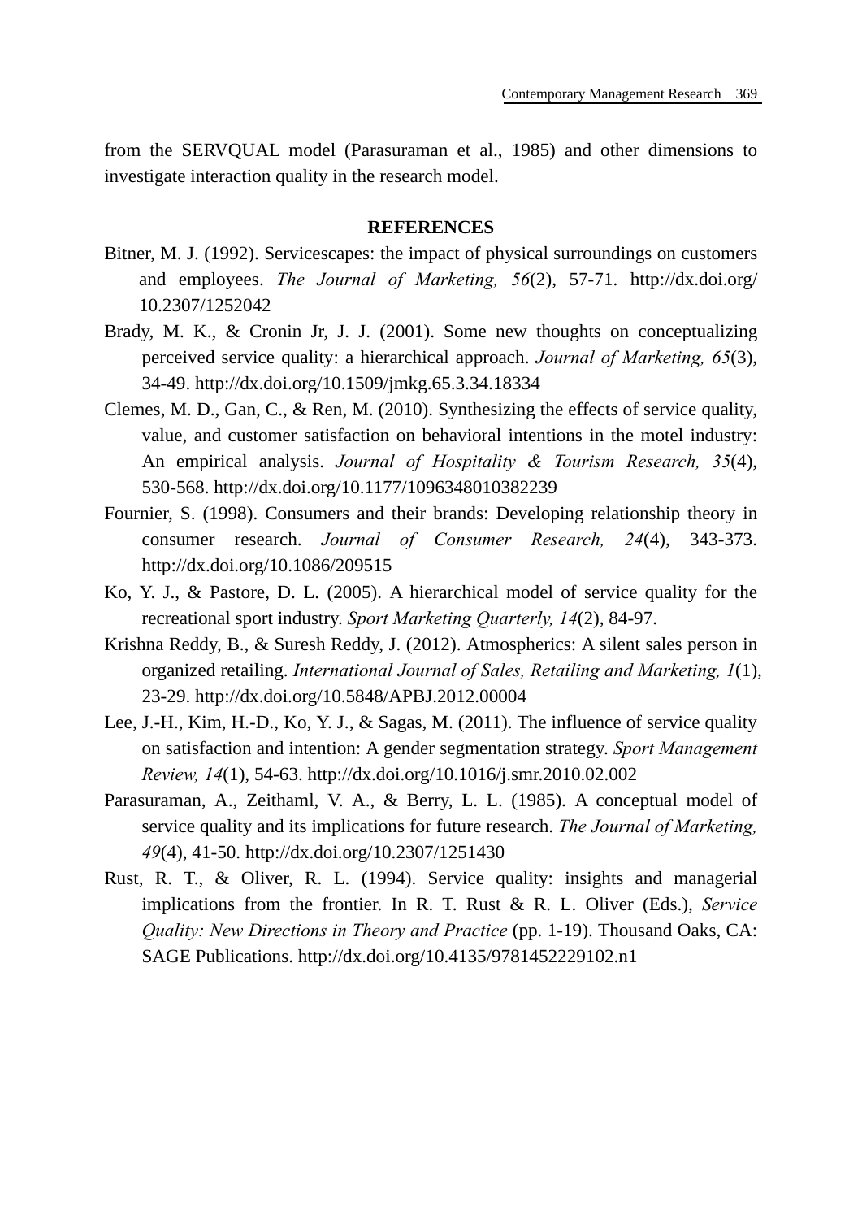from the SERVQUAL model (Parasuraman et al., 1985) and other dimensions to investigate interaction quality in the research model.

## REFERENCES

Bitner, M. J. (1992). Servicescapes: the impact of physical surroundings on customers and employees. *The Journal of Marketing, 56*(2), 57-71. http://dx.doi.org/10.2307/1252042

Brady, M. K., & Cronin Jr, J. J. (2001). Some new thoughts on conceptualizing perceived service quality: a hierarchical approach. *Journal of Marketing, 65*(3), 34-49. http://dx.doi.org/10.1509/jmkg.65.3.34.18334

Clemes, M. D., Gan, C., & Ren, M. (2010). Synthesizing the effects of service quality, value, and customer satisfaction on behavioral intentions in the motel industry: An empirical analysis. *Journal of Hospitality & Tourism Research, 35*(4), 530-568. http://dx.doi.org/10.1177/1096348010382239

Fournier, S. (1998). Consumers and their brands: Developing relationship theory in consumer research. *Journal of Consumer Research, 24*(4), 343-373. http://dx.doi.org/10.1086/209515

Ko, Y. J., & Pastore, D. L. (2005). A hierarchical model of service quality for the recreational sport industry. *Sport Marketing Quarterly, 14*(2), 84-97.

Krishna Reddy, B., & Suresh Reddy, J. (2012). Atmospherics: A silent sales person in organized retailing. *International Journal of Sales, Retailing and Marketing, 1*(1), 23-29. http://dx.doi.org/10.5848/APBJ.2012.00004

Lee, J.-H., Kim, H.-D., Ko, Y. J., & Sagas, M. (2011). The influence of service quality on satisfaction and intention: A gender segmentation strategy. *Sport Management Review, 14*(1), 54-63. http://dx.doi.org/10.1016/j.smr.2010.02.002

Parasuraman, A., Zeithaml, V. A., & Berry, L. L. (1985). A conceptual model of service quality and its implications for future research. *The Journal of Marketing, 49*(4), 41-50. http://dx.doi.org/10.2307/1251430

Rust, R. T., & Oliver, R. L. (1994). Service quality: insights and managerial implications from the frontier. In R. T. Rust & R. L. Oliver (Eds.), *Service Quality: New Directions in Theory and Practice* (pp. 1-19). Thousand Oaks, CA: SAGE Publications. http://dx.doi.org/10.4135/9781452229102.n1